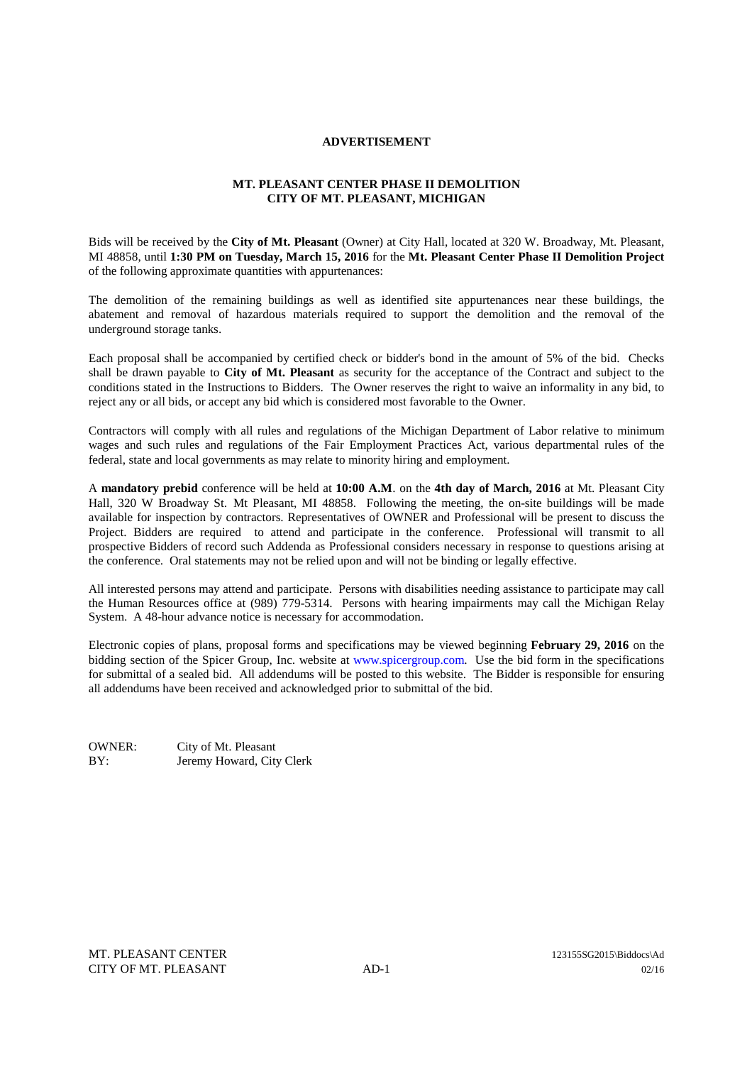# ADVERTISEMENT

## MT. PLEASANT CENTER PHASE II DEMOLITION
## CITY OF MT. PLEASANT, MICHIGAN

Bids will be received by the **City of Mt. Pleasant** (Owner) at City Hall, located at 320 W. Broadway, Mt. Pleasant, MI 48858, until **1:30 PM on Tuesday, March 15, 2016** for the **Mt. Pleasant Center Phase II Demolition Project** of the following approximate quantities with appurtenances:

The demolition of the remaining buildings as well as identified site appurtenances near these buildings, the abatement and removal of hazardous materials required to support the demolition and the removal of the underground storage tanks.

Each proposal shall be accompanied by certified check or bidder's bond in the amount of 5% of the bid. Checks shall be drawn payable to **City of Mt. Pleasant** as security for the acceptance of the Contract and subject to the conditions stated in the Instructions to Bidders. The Owner reserves the right to waive an informality in any bid, to reject any or all bids, or accept any bid which is considered most favorable to the Owner.

Contractors will comply with all rules and regulations of the Michigan Department of Labor relative to minimum wages and such rules and regulations of the Fair Employment Practices Act, various departmental rules of the federal, state and local governments as may relate to minority hiring and employment.

A **mandatory prebid** conference will be held at **10:00 A.M**. on the **4th day of March, 2016** at Mt. Pleasant City Hall, 320 W Broadway St. Mt Pleasant, MI 48858. Following the meeting, the on-site buildings will be made available for inspection by contractors. Representatives of OWNER and Professional will be present to discuss the Project. Bidders are required to attend and participate in the conference. Professional will transmit to all prospective Bidders of record such Addenda as Professional considers necessary in response to questions arising at the conference. Oral statements may not be relied upon and will not be binding or legally effective.

All interested persons may attend and participate. Persons with disabilities needing assistance to participate may call the Human Resources office at (989) 779-5314. Persons with hearing impairments may call the Michigan Relay System. A 48-hour advance notice is necessary for accommodation.

Electronic copies of plans, proposal forms and specifications may be viewed beginning **February 29, 2016** on the bidding section of the Spicer Group, Inc. website at www.spicergroup.com. Use the bid form in the specifications for submittal of a sealed bid. All addendums will be posted to this website. The Bidder is responsible for ensuring all addendums have been received and acknowledged prior to submittal of the bid.

OWNER: City of Mt. Pleasant
BY: Jeremy Howard, City Clerk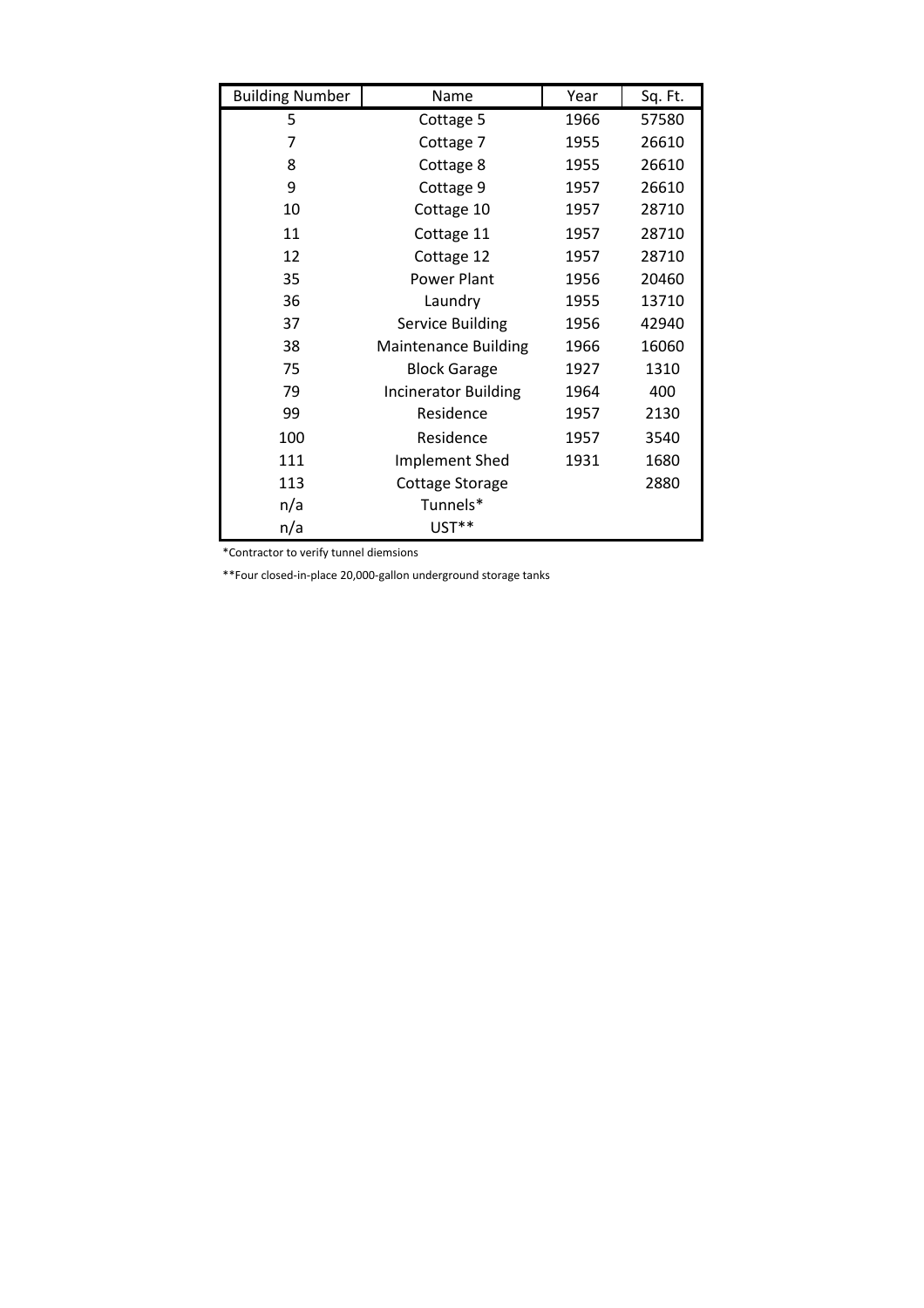| Building Number | Name | Year | Sq. Ft. |
|---|---|---|---|
| 5 | Cottage 5 | 1966 | 57580 |
| 7 | Cottage 7 | 1955 | 26610 |
| 8 | Cottage 8 | 1955 | 26610 |
| 9 | Cottage 9 | 1957 | 26610 |
| 10 | Cottage 10 | 1957 | 28710 |
| 11 | Cottage 11 | 1957 | 28710 |
| 12 | Cottage 12 | 1957 | 28710 |
| 35 | Power Plant | 1956 | 20460 |
| 36 | Laundry | 1955 | 13710 |
| 37 | Service Building | 1956 | 42940 |
| 38 | Maintenance Building | 1966 | 16060 |
| 75 | Block Garage | 1927 | 1310 |
| 79 | Incinerator Building | 1964 | 400 |
| 99 | Residence | 1957 | 2130 |
| 100 | Residence | 1957 | 3540 |
| 111 | Implement Shed | 1931 | 1680 |
| 113 | Cottage Storage | | 2880 |
| n/a | Tunnels* | | |
| n/a | UST** | | |

*Contractor to verify tunnel diemsions

**Four closed-in-place 20,000-gallon underground storage tanks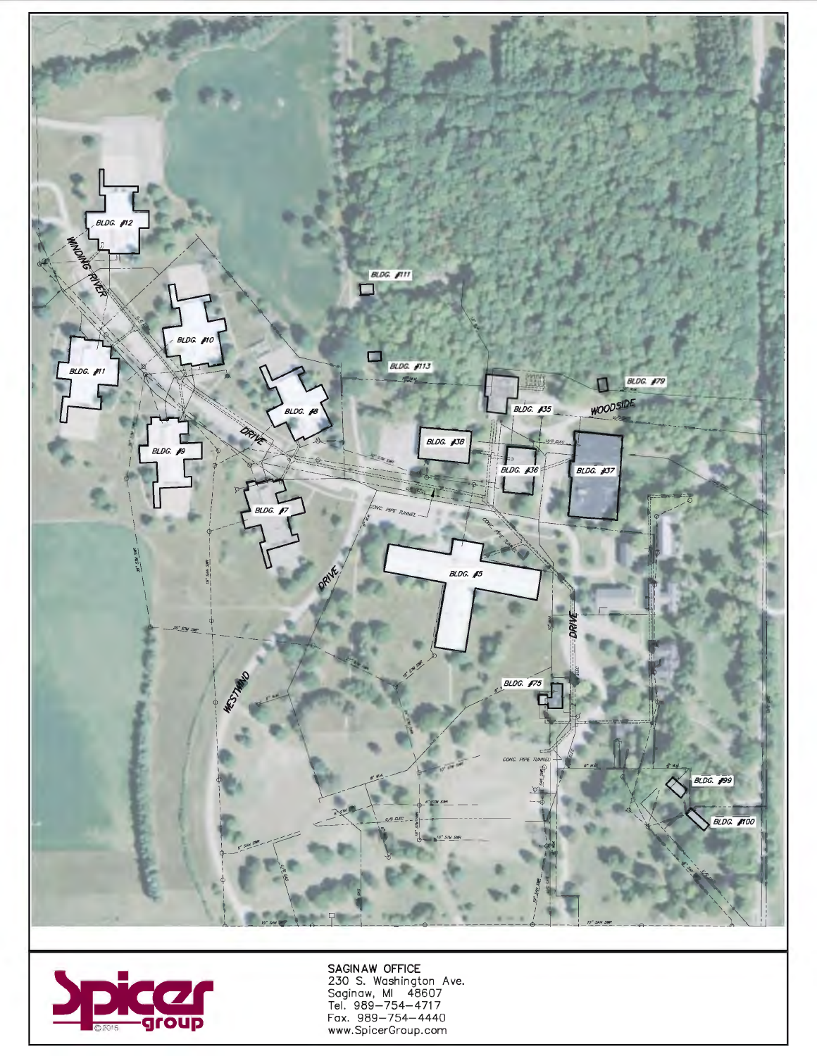BLDG. #12

WINDING RIVER

BLDG. #111

BLDG. #10

BLDG. #11

BLDG. #113

BLDG. #79

BLDG. #8

BLDG. #35

WOODSIDE

DRIVE

BLDG. #38

BLDG. #9

BLDG. #36

BLDG. #37

BLDG. #7

CONC. PIPE TUNNEL

CONC. PIPE TUNNEL

BLDG. #5

DRIVE

DRIVE

WESTWIND

BLDG. #75

CONC. PIPE TUNNEL

BLDG. #99

BLDG. #100

SAGINAW OFFICE
230 S. Washington Ave.
Saginaw, MI 48607
Tel. 989-754-4717
Fax. 989-754-4440
www.SpicerGroup.com

Spicer group ©2015